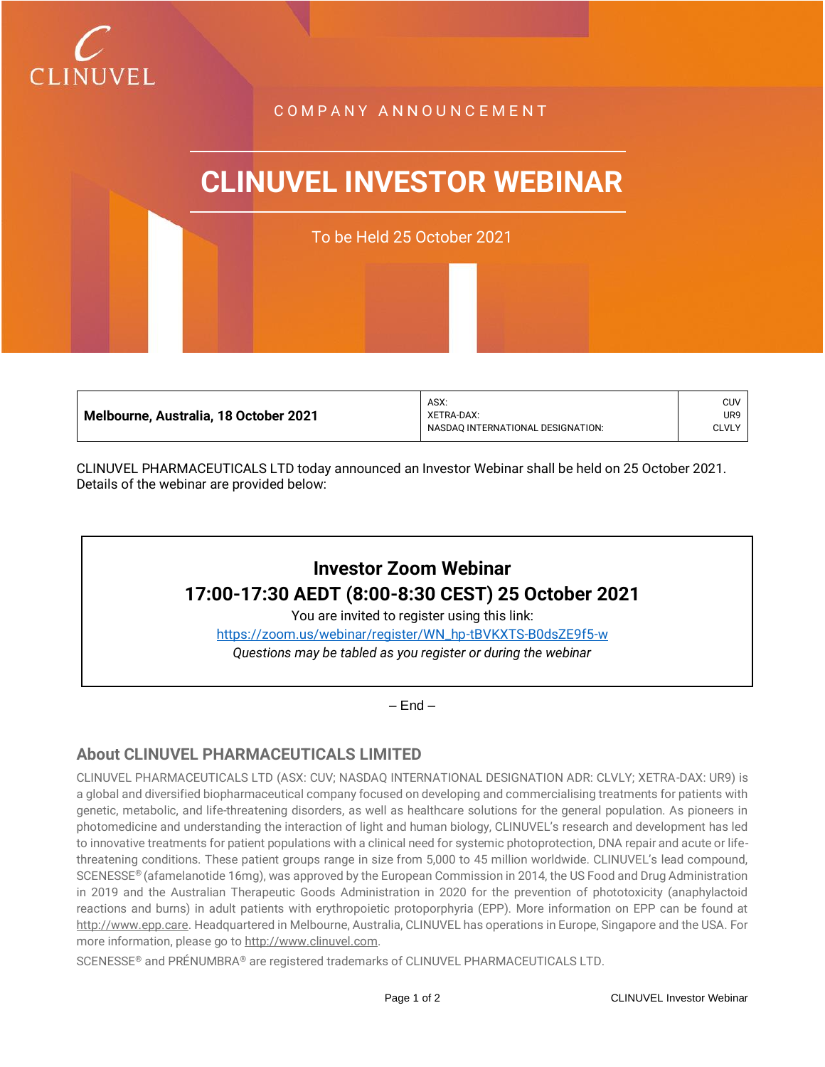CLINUVEL

COMPANY ANNOUNCEMENT

# CLINUVEL INVESTOR WEBINAR

To be Held 25 October 2021

| **Melbourne, Australia, 18 October 2021** | ASX:<br>XETRA-DAX:<br>NASDAQ INTERNATIONAL DESIGNATION: | CUV<br>UR9<br>CLVLY |
|---|---|---|

CLINUVEL PHARMACEUTICALS LTD today announced an Investor Webinar shall be held on 25 October 2021. Details of the webinar are provided below:

**Investor Zoom Webinar**
**17:00-17:30 AEDT (8:00-8:30 CEST) 25 October 2021**
You are invited to register using this link:
https://zoom.us/webinar/register/WN_hp-tBVKXTS-B0dsZE9f5-w
*Questions may be tabled as you register or during the webinar*

– End –

## About CLINUVEL PHARMACEUTICALS LIMITED

CLINUVEL PHARMACEUTICALS LTD (ASX: CUV; NASDAQ INTERNATIONAL DESIGNATION ADR: CLVLY; XETRA-DAX: UR9) is a global and diversified biopharmaceutical company focused on developing and commercialising treatments for patients with genetic, metabolic, and life-threatening disorders, as well as healthcare solutions for the general population. As pioneers in photomedicine and understanding the interaction of light and human biology, CLINUVEL's research and development has led to innovative treatments for patient populations with a clinical need for systemic photoprotection, DNA repair and acute or life-threatening conditions. These patient groups range in size from 5,000 to 45 million worldwide. CLINUVEL's lead compound, SCENESSE® (afamelanotide 16mg), was approved by the European Commission in 2014, the US Food and Drug Administration in 2019 and the Australian Therapeutic Goods Administration in 2020 for the prevention of phototoxicity (anaphylactoid reactions and burns) in adult patients with erythropoietic protoporphyria (EPP). More information on EPP can be found at http://www.epp.care. Headquartered in Melbourne, Australia, CLINUVEL has operations in Europe, Singapore and the USA. For more information, please go to http://www.clinuvel.com.

SCENESSE® and PRÉNUMBRA® are registered trademarks of CLINUVEL PHARMACEUTICALS LTD.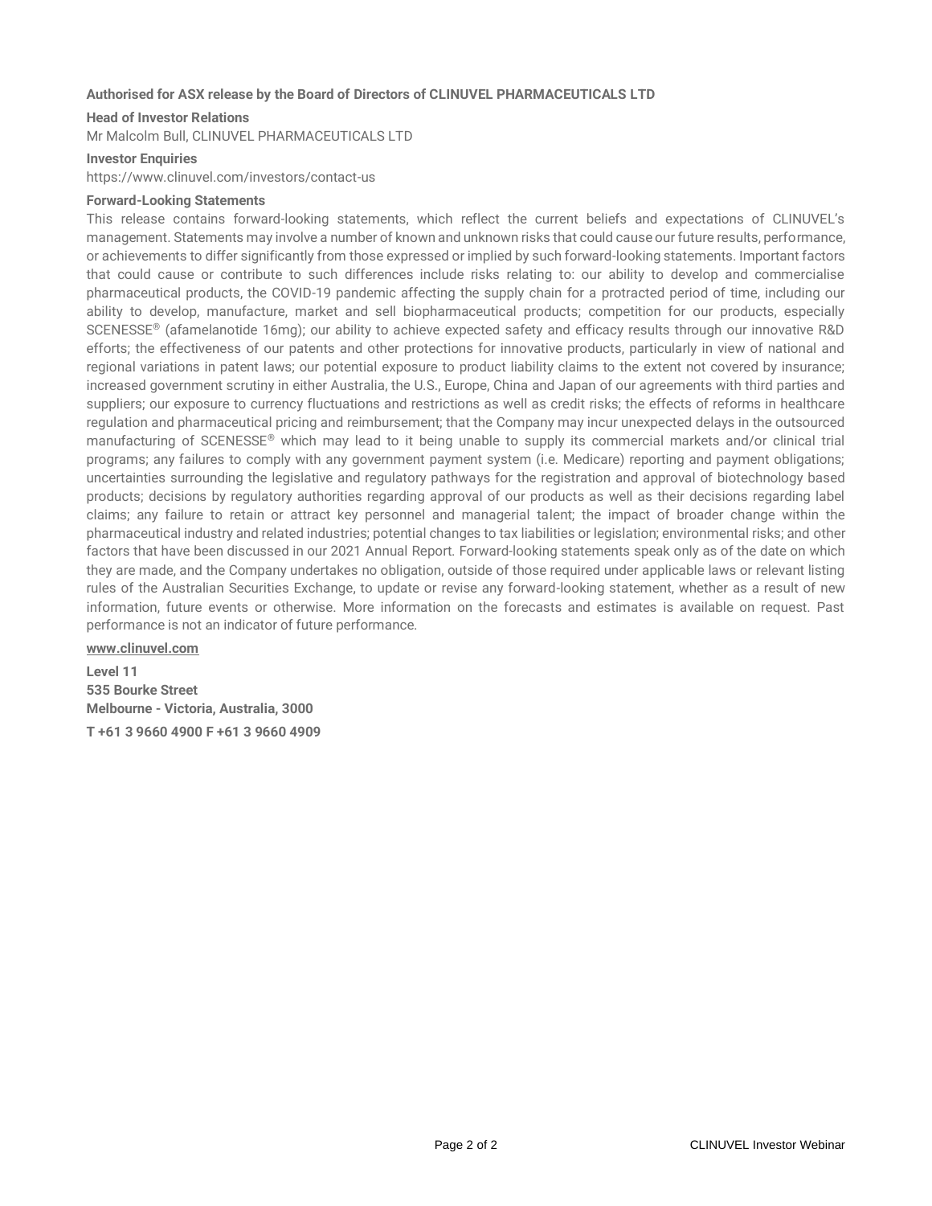**Authorised for ASX release by the Board of Directors of CLINUVEL PHARMACEUTICALS LTD**

**Head of Investor Relations**

Mr Malcolm Bull, CLINUVEL PHARMACEUTICALS LTD

**Investor Enquiries**

https://www.clinuvel.com/investors/contact-us

**Forward-Looking Statements**

This release contains forward-looking statements, which reflect the current beliefs and expectations of CLINUVEL's management. Statements may involve a number of known and unknown risks that could cause our future results, performance, or achievements to differ significantly from those expressed or implied by such forward-looking statements. Important factors that could cause or contribute to such differences include risks relating to: our ability to develop and commercialise pharmaceutical products, the COVID-19 pandemic affecting the supply chain for a protracted period of time, including our ability to develop, manufacture, market and sell biopharmaceutical products; competition for our products, especially SCENESSE® (afamelanotide 16mg); our ability to achieve expected safety and efficacy results through our innovative R&D efforts; the effectiveness of our patents and other protections for innovative products, particularly in view of national and regional variations in patent laws; our potential exposure to product liability claims to the extent not covered by insurance; increased government scrutiny in either Australia, the U.S., Europe, China and Japan of our agreements with third parties and suppliers; our exposure to currency fluctuations and restrictions as well as credit risks; the effects of reforms in healthcare regulation and pharmaceutical pricing and reimbursement; that the Company may incur unexpected delays in the outsourced manufacturing of SCENESSE® which may lead to it being unable to supply its commercial markets and/or clinical trial programs; any failures to comply with any government payment system (i.e. Medicare) reporting and payment obligations; uncertainties surrounding the legislative and regulatory pathways for the registration and approval of biotechnology based products; decisions by regulatory authorities regarding approval of our products as well as their decisions regarding label claims; any failure to retain or attract key personnel and managerial talent; the impact of broader change within the pharmaceutical industry and related industries; potential changes to tax liabilities or legislation; environmental risks; and other factors that have been discussed in our 2021 Annual Report. Forward-looking statements speak only as of the date on which they are made, and the Company undertakes no obligation, outside of those required under applicable laws or relevant listing rules of the Australian Securities Exchange, to update or revise any forward-looking statement, whether as a result of new information, future events or otherwise. More information on the forecasts and estimates is available on request. Past performance is not an indicator of future performance.

**www.clinuvel.com**

**Level 11**
**535 Bourke Street**
**Melbourne - Victoria, Australia, 3000**

**T +61 3 9660 4900 F +61 3 9660 4909**